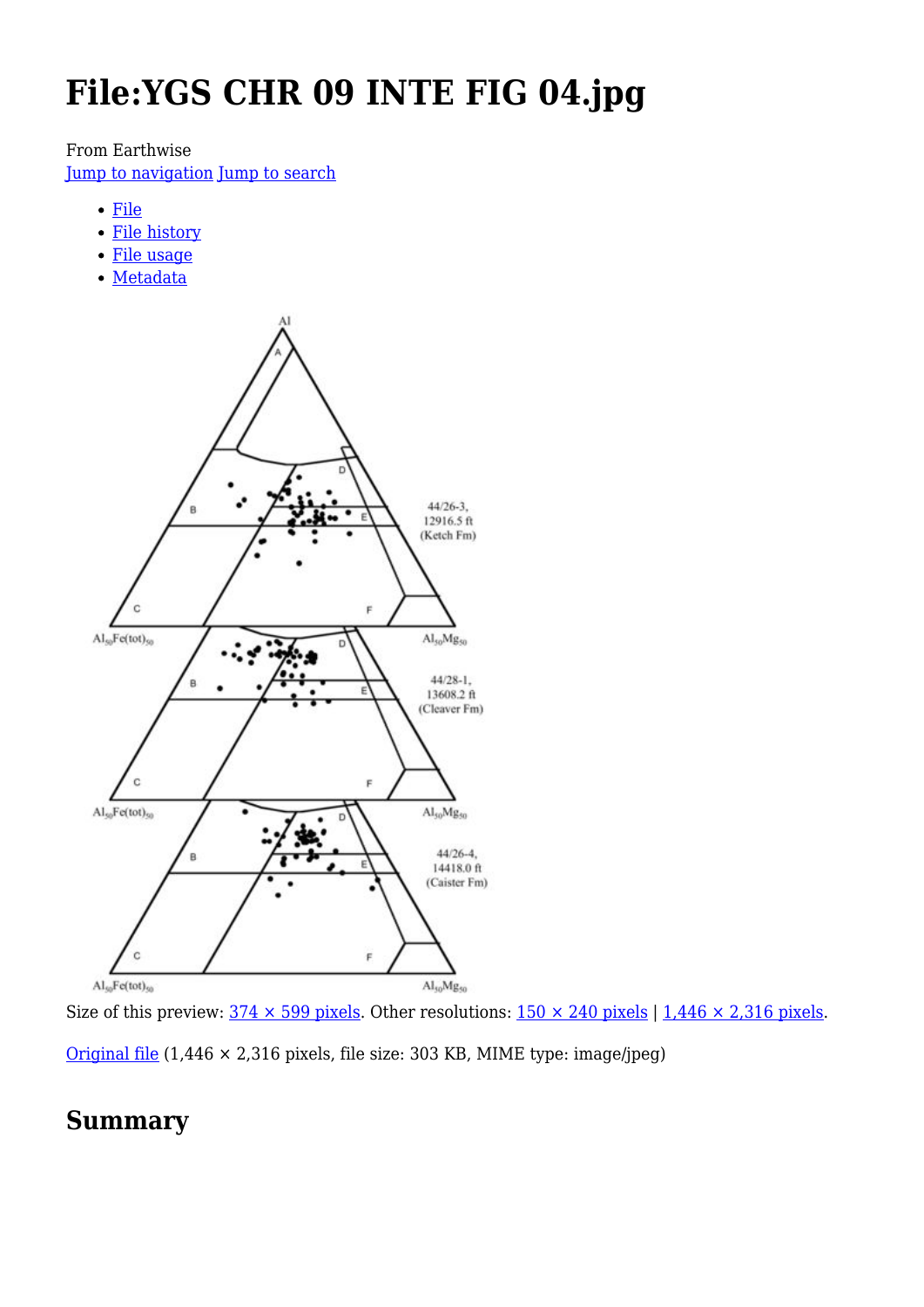# File:YGS CHR 09 INTE FIG 04.jpg

From Earthwise

Jump to navigation Jump to search

- File
- File history
- File usage
- Metadata

Size of this preview: 374 × 599 pixels. Other resolutions: 150 × 240 pixels | 1,446 × 2,316 pixels.

Original file (1,446 × 2,316 pixels, file size: 303 KB, MIME type: image/jpeg)

## Summary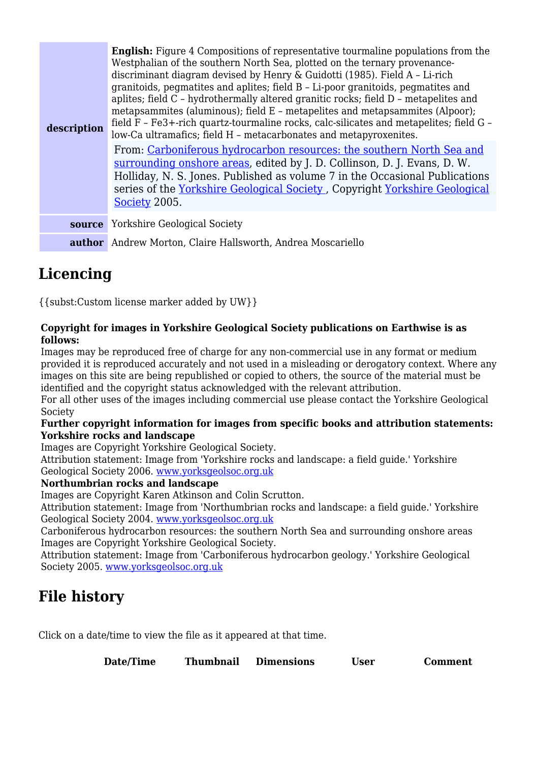| | |
|---|---|
| **description** | **English:** Figure 4 Compositions of representative tourmaline populations from the Westphalian of the southern North Sea, plotted on the ternary provenance-discriminant diagram devised by Henry & Guidotti (1985). Field A – Li-rich granitoids, pegmatites and aplites; field B – Li-poor granitoids, pegmatites and aplites; field C – hydrothermally altered granitic rocks; field D – metapelites and metapsammites (aluminous); field E – metapelites and metapsammites (Alpoor); field F – $Fe^{3+}$-rich quartz-tourmaline rocks, calc-silicates and metapelites; field G – low-Ca ultramafics; field H – metacarbonates and metapyroxenites. From: Carboniferous hydrocarbon resources: the southern North Sea and surrounding onshore areas, edited by J. D. Collinson, D. J. Evans, D. W. Holliday, N. S. Jones. Published as volume 7 in the Occasional Publications series of the Yorkshire Geological Society, Copyright Yorkshire Geological Society 2005. |
| **source** | Yorkshire Geological Society |
| **author** | Andrew Morton, Claire Hallsworth, Andrea Moscariello |

## Licencing

{{subst:Custom license marker added by UW}}

**Copyright for images in Yorkshire Geological Society publications on Earthwise is as follows:**

Images may be reproduced free of charge for any non-commercial use in any format or medium provided it is reproduced accurately and not used in a misleading or derogatory context. Where any images on this site are being republished or copied to others, the source of the material must be identified and the copyright status acknowledged with the relevant attribution.

For all other uses of the images including commercial use please contact the Yorkshire Geological Society

**Further copyright information for images from specific books and attribution statements:**

**Yorkshire rocks and landscape**

Images are Copyright Yorkshire Geological Society.

Attribution statement: Image from 'Yorkshire rocks and landscape: a field guide.' Yorkshire Geological Society 2006. www.yorksgeolsoc.org.uk

**Northumbrian rocks and landscape**

Images are Copyright Karen Atkinson and Colin Scrutton.

Attribution statement: Image from 'Northumbrian rocks and landscape: a field guide.' Yorkshire Geological Society 2004. www.yorksgeolsoc.org.uk

Carboniferous hydrocarbon resources: the southern North Sea and surrounding onshore areas

Images are Copyright Yorkshire Geological Society.

Attribution statement: Image from 'Carboniferous hydrocarbon geology.' Yorkshire Geological Society 2005. www.yorksgeolsoc.org.uk

## File history

Click on a date/time to view the file as it appeared at that time.

| Date/Time | Thumbnail | Dimensions | User | Comment |
|---|---|---|---|---|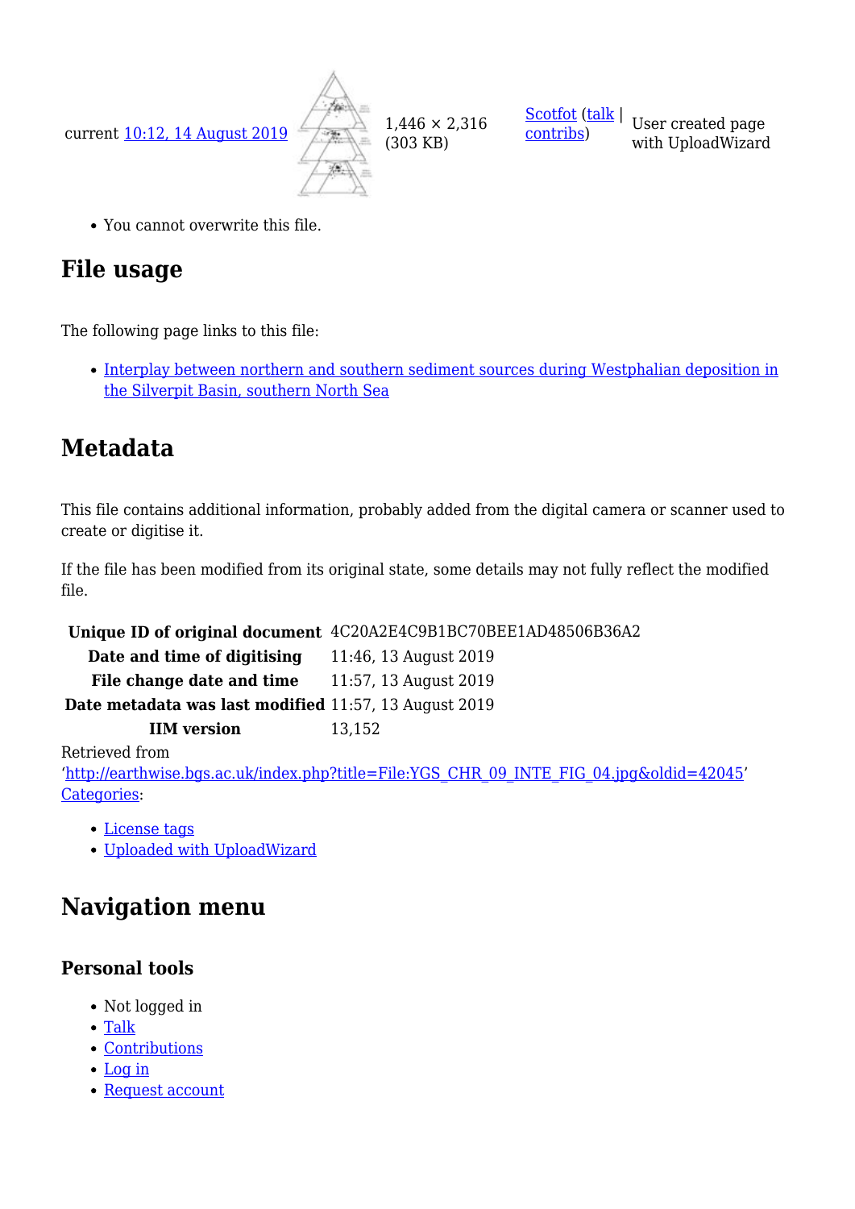current 10:12, 14 August 2019 1,446 × 2,316 (303 KB) Scotfot (talk | contribs) User created page with UploadWizard

- You cannot overwrite this file.

## File usage

The following page links to this file:

- Interplay between northern and southern sediment sources during Westphalian deposition in the Silverpit Basin, southern North Sea

## Metadata

This file contains additional information, probably added from the digital camera or scanner used to create or digitise it.

If the file has been modified from its original state, some details may not fully reflect the modified file.

| | |
|---|---|
| **Unique ID of original document** | 4C20A2E4C9B1BC70BEE1AD48506B36A2 |
| **Date and time of digitising** | 11:46, 13 August 2019 |
| **File change date and time** | 11:57, 13 August 2019 |
| **Date metadata was last modified** | 11:57, 13 August 2019 |
| **IIM version** | 13,152 |

Retrieved from 'http://earthwise.bgs.ac.uk/index.php?title=File:YGS_CHR_09_INTE_FIG_04.jpg&oldid=42045'
Categories:

- License tags
- Uploaded with UploadWizard

## Navigation menu

### Personal tools

- Not logged in
- Talk
- Contributions
- Log in
- Request account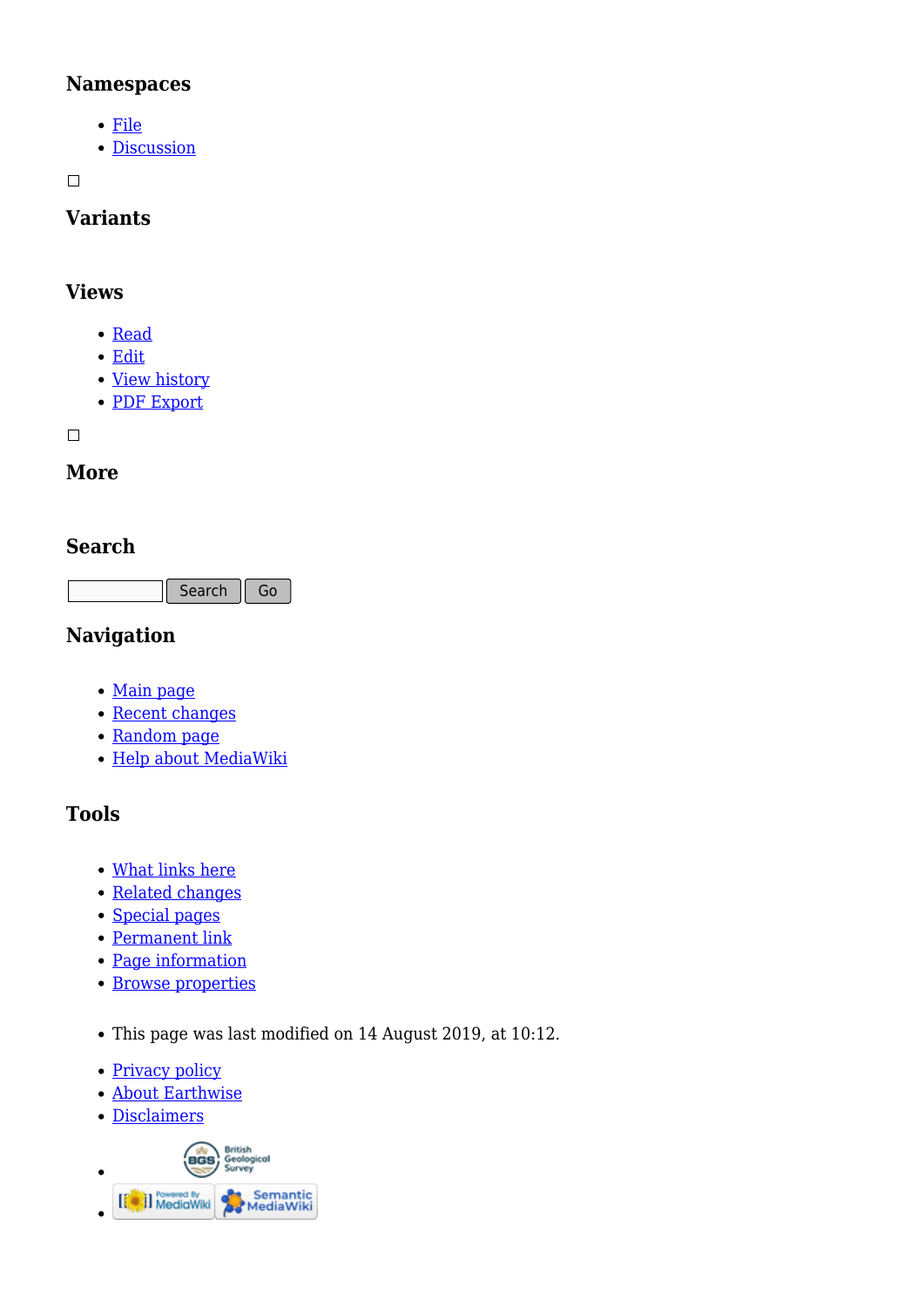### Namespaces

- File
- Discussion

### Variants

### Views

- Read
- Edit
- View history
- PDF Export

### More

### Search

Search Go

### Navigation

- Main page
- Recent changes
- Random page
- Help about MediaWiki

### Tools

- What links here
- Related changes
- Special pages
- Permanent link
- Page information
- Browse properties

- This page was last modified on 14 August 2019, at 10:12.

- Privacy policy
- About Earthwise
- Disclaimers